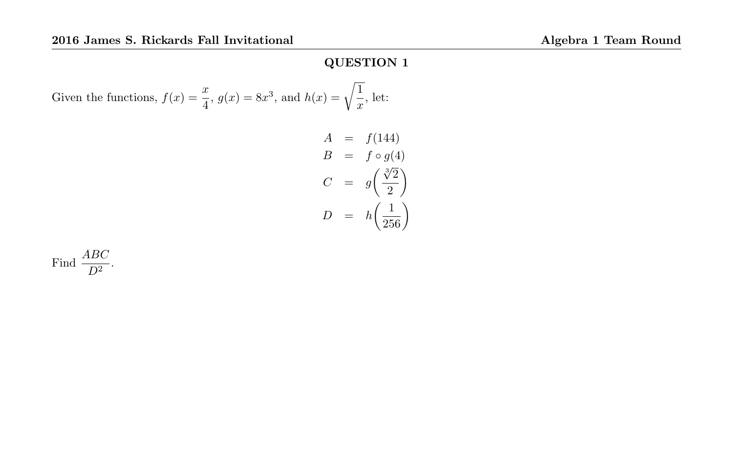## QUESTION 1

Given the functions, $f(x) = \frac{x}{4}$, $g(x) = 8x^3$, and $h(x) = \sqrt{\frac{1}{x}}$, let:

$$
\begin{aligned}
A &= f(144) \\
B &= f \circ g(4) \\
C &= g\left(\frac{\sqrt[3]{2}}{2}\right) \\
D &= h\left(\frac{1}{256}\right)
\end{aligned}
$$

Find $\frac{ABC}{D^2}$.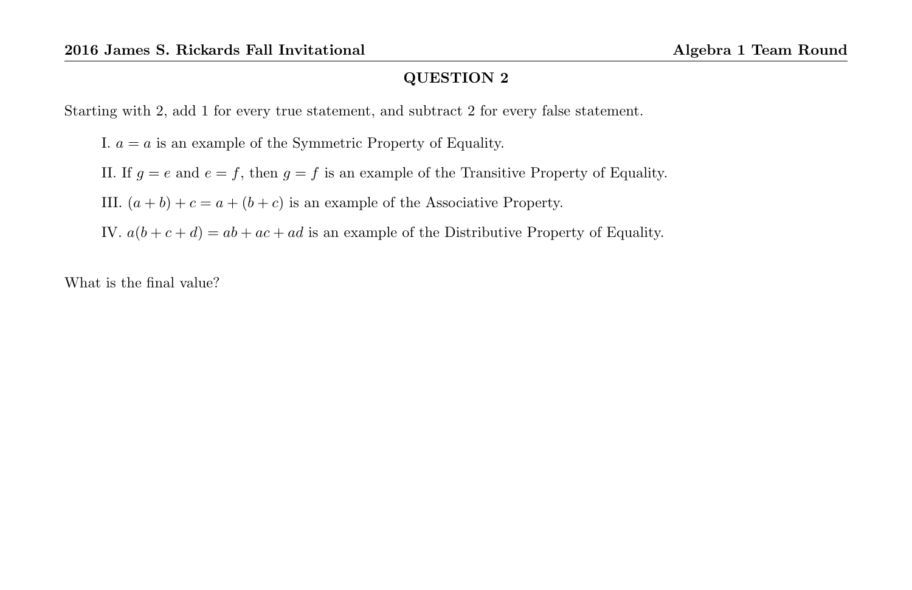## QUESTION 2

Starting with 2, add 1 for every true statement, and subtract 2 for every false statement.

I. $a = a$ is an example of the Symmetric Property of Equality.

II. If $g = e$ and $e = f$, then $g = f$ is an example of the Transitive Property of Equality.

III. $(a + b) + c = a + (b + c)$ is an example of the Associative Property.

IV. $a(b + c + d) = ab + ac + ad$ is an example of the Distributive Property of Equality.

What is the final value?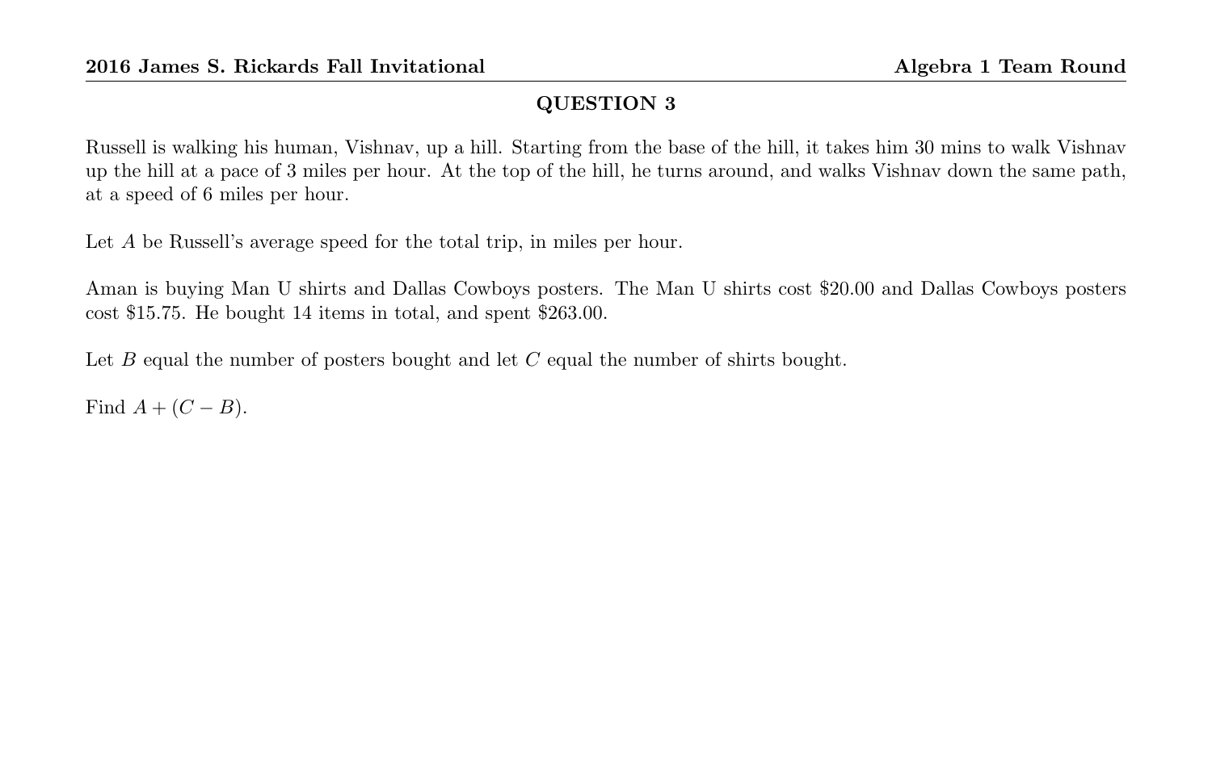## QUESTION 3

Russell is walking his human, Vishnav, up a hill. Starting from the base of the hill, it takes him 30 mins to walk Vishnav up the hill at a pace of 3 miles per hour. At the top of the hill, he turns around, and walks Vishnav down the same path, at a speed of 6 miles per hour.

Let $A$ be Russell's average speed for the total trip, in miles per hour.

Aman is buying Man U shirts and Dallas Cowboys posters. The Man U shirts cost $20.00 and Dallas Cowboys posters cost $15.75. He bought 14 items in total, and spent $263.00.

Let $B$ equal the number of posters bought and let $C$ equal the number of shirts bought.

Find $A + (C - B)$.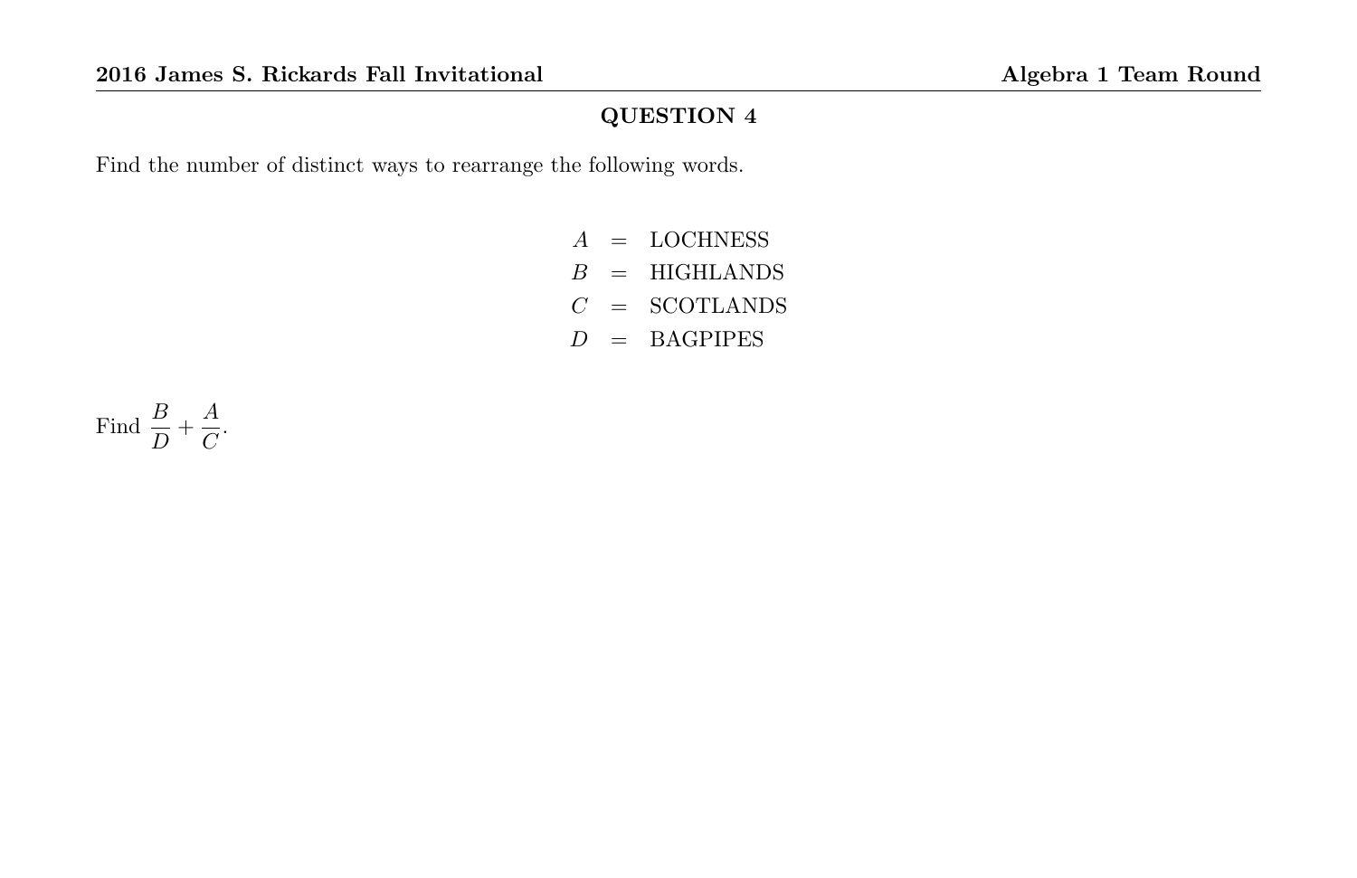## QUESTION 4

Find the number of distinct ways to rearrange the following words.

$$\begin{aligned} A &= \text{LOCHNESS} \\ B &= \text{HIGHLANDS} \\ C &= \text{SCOTLANDS} \\ D &= \text{BAGPIPES} \end{aligned}$$

Find $\dfrac{B}{D} + \dfrac{A}{C}$.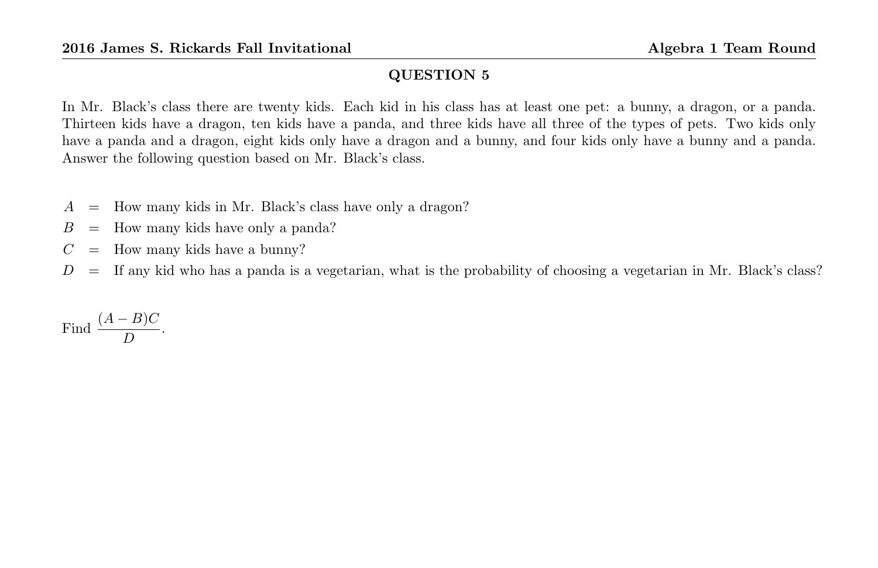## QUESTION 5

In Mr. Black's class there are twenty kids. Each kid in his class has at least one pet: a bunny, a dragon, or a panda. Thirteen kids have a dragon, ten kids have a panda, and three kids have all three of the types of pets. Two kids only have a panda and a dragon, eight kids only have a dragon and a bunny, and four kids only have a bunny and a panda. Answer the following question based on Mr. Black's class.

$A$ = How many kids in Mr. Black's class have only a dragon?

$B$ = How many kids have only a panda?

$C$ = How many kids have a bunny?

$D$ = If any kid who has a panda is a vegetarian, what is the probability of choosing a vegetarian in Mr. Black's class?

Find $\dfrac{(A-B)C}{D}$.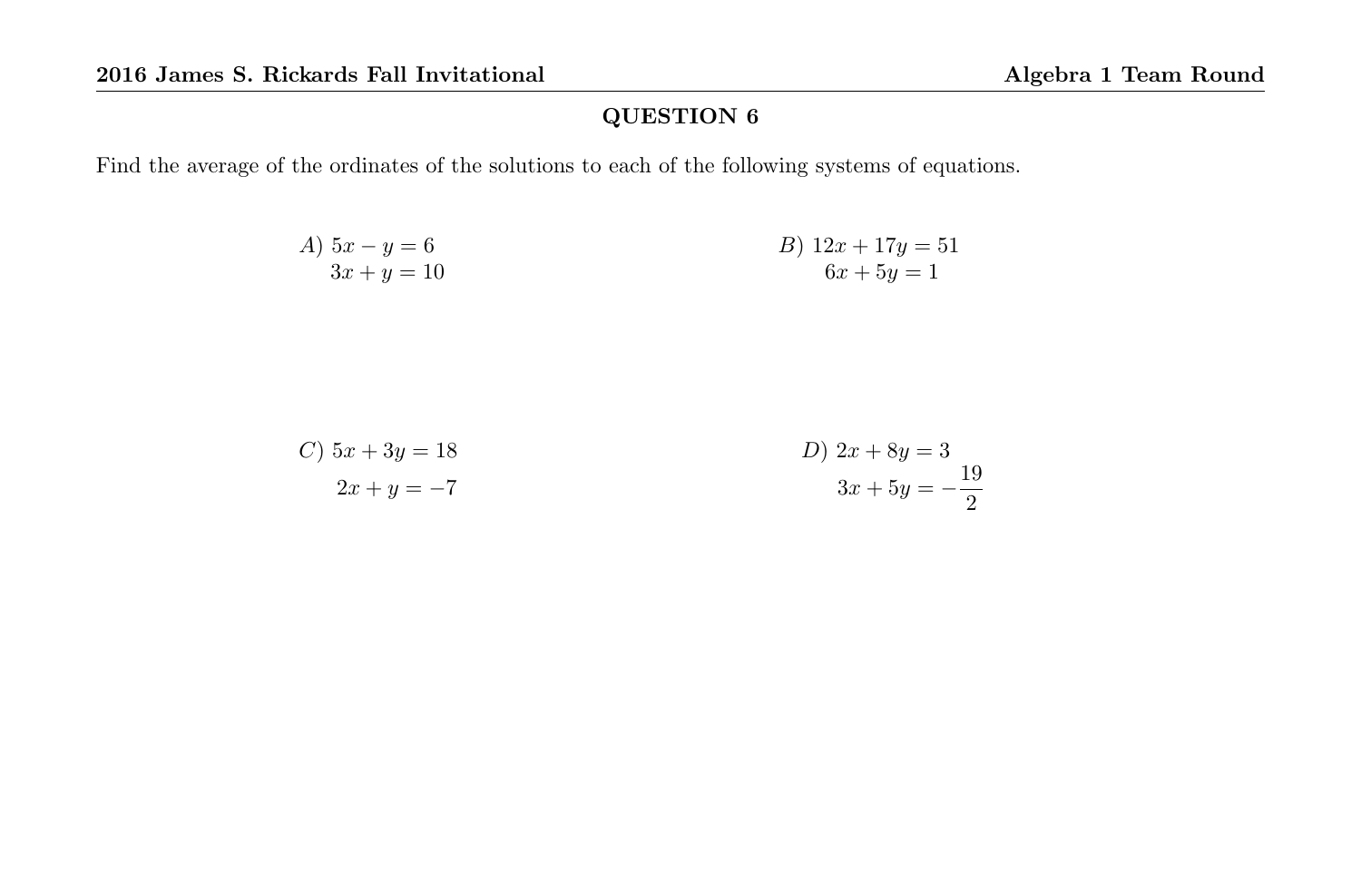## QUESTION 6

Find the average of the ordinates of the solutions to each of the following systems of equations.

*A*) $5x - y = 6$
$3x + y = 10$

*B*) $12x + 17y = 51$
$6x + 5y = 1$

*C*) $5x + 3y = 18$
$2x + y = -7$

*D*) $2x + 8y = 3$
$3x + 5y = -\dfrac{19}{2}$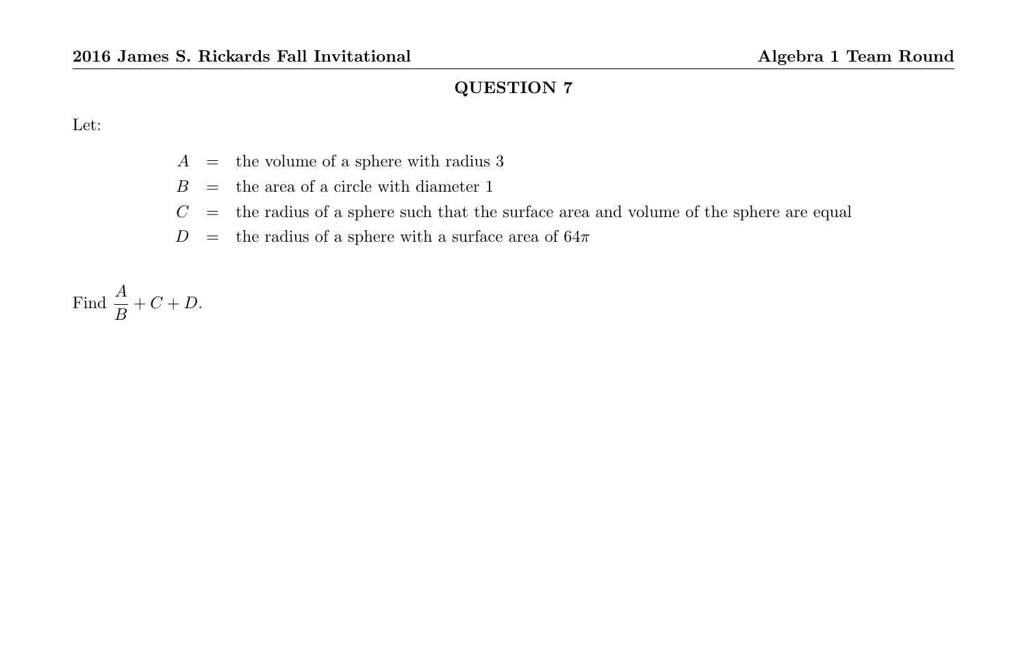## QUESTION 7

Let:

$$\begin{aligned} A &= \text{the volume of a sphere with radius 3} \\ B &= \text{the area of a circle with diameter 1} \\ C &= \text{the radius of a sphere such that the surface area and volume of the sphere are equal} \\ D &= \text{the radius of a sphere with a surface area of } 64\pi \end{aligned}$$

Find $\dfrac{A}{B} + C + D$.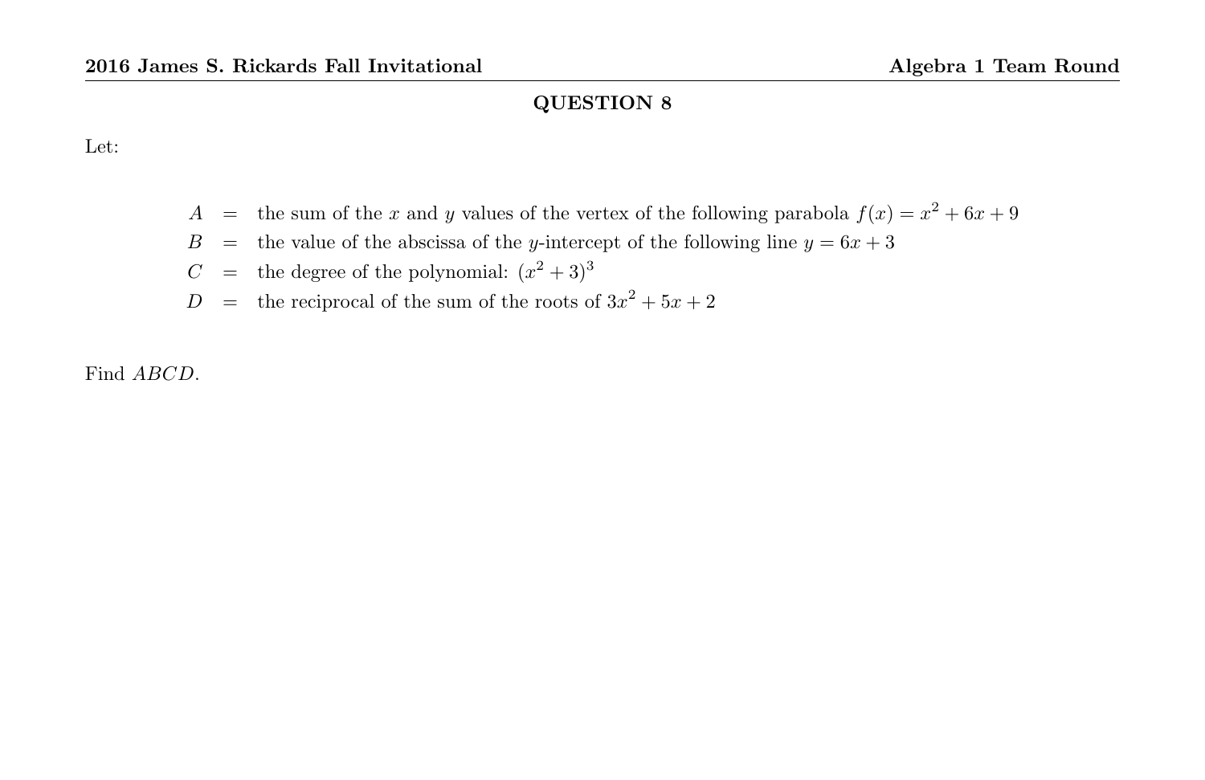## QUESTION 8

Let:

$$
\begin{aligned}
A &= \text{the sum of the } x \text{ and } y \text{ values of the vertex of the following parabola } f(x) = x^2 + 6x + 9 \\
B &= \text{the value of the abscissa of the } y\text{-intercept of the following line } y = 6x + 3 \\
C &= \text{the degree of the polynomial: } (x^2 + 3)^3 \\
D &= \text{the reciprocal of the sum of the roots of } 3x^2 + 5x + 2
\end{aligned}
$$

Find $ABCD$.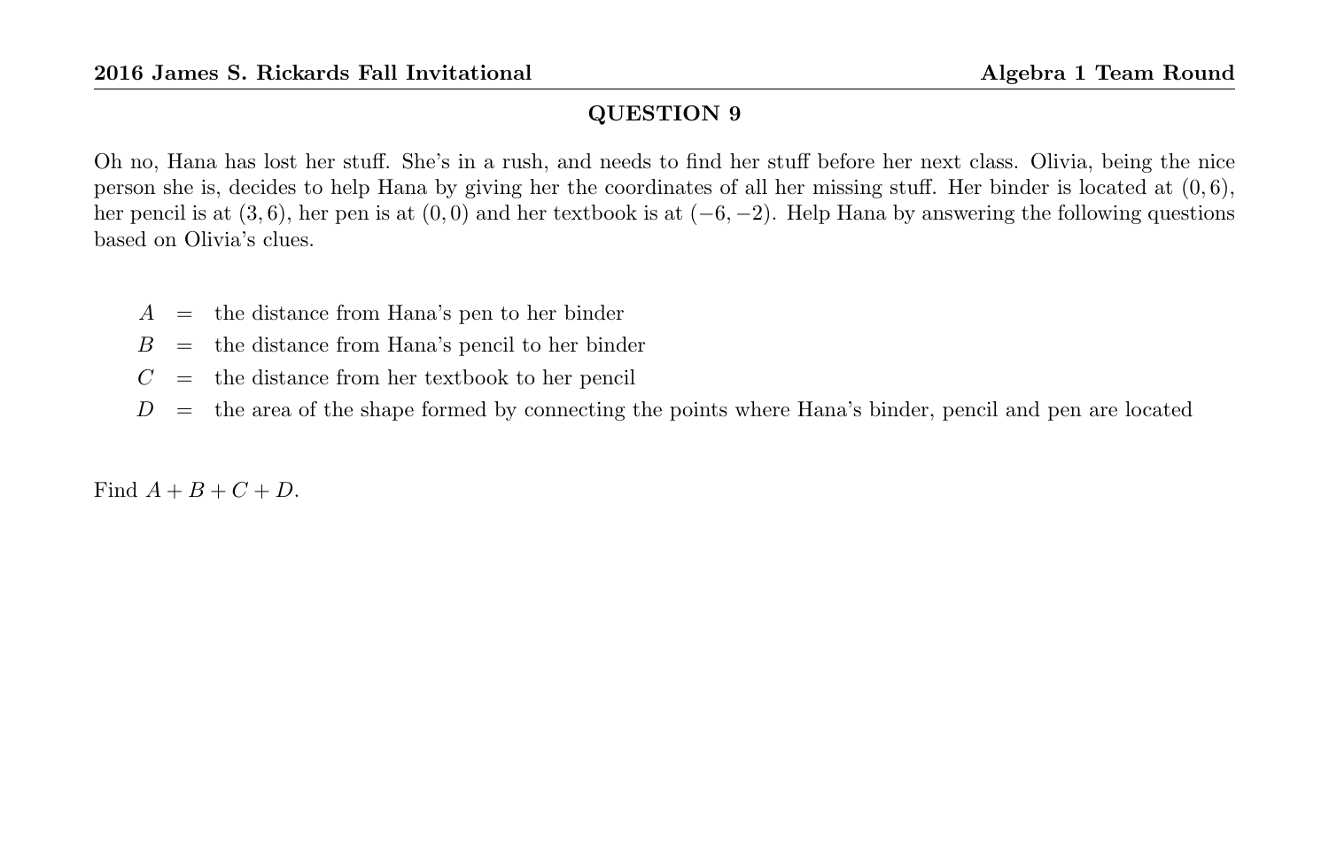## QUESTION 9

Oh no, Hana has lost her stuff. She's in a rush, and needs to find her stuff before her next class. Olivia, being the nice person she is, decides to help Hana by giving her the coordinates of all her missing stuff. Her binder is located at $(0, 6)$, her pencil is at $(3, 6)$, her pen is at $(0, 0)$ and her textbook is at $(-6, -2)$. Help Hana by answering the following questions based on Olivia's clues.

$A$ = the distance from Hana's pen to her binder

$B$ = the distance from Hana's pencil to her binder

$C$ = the distance from her textbook to her pencil

$D$ = the area of the shape formed by connecting the points where Hana's binder, pencil and pen are located

Find $A + B + C + D$.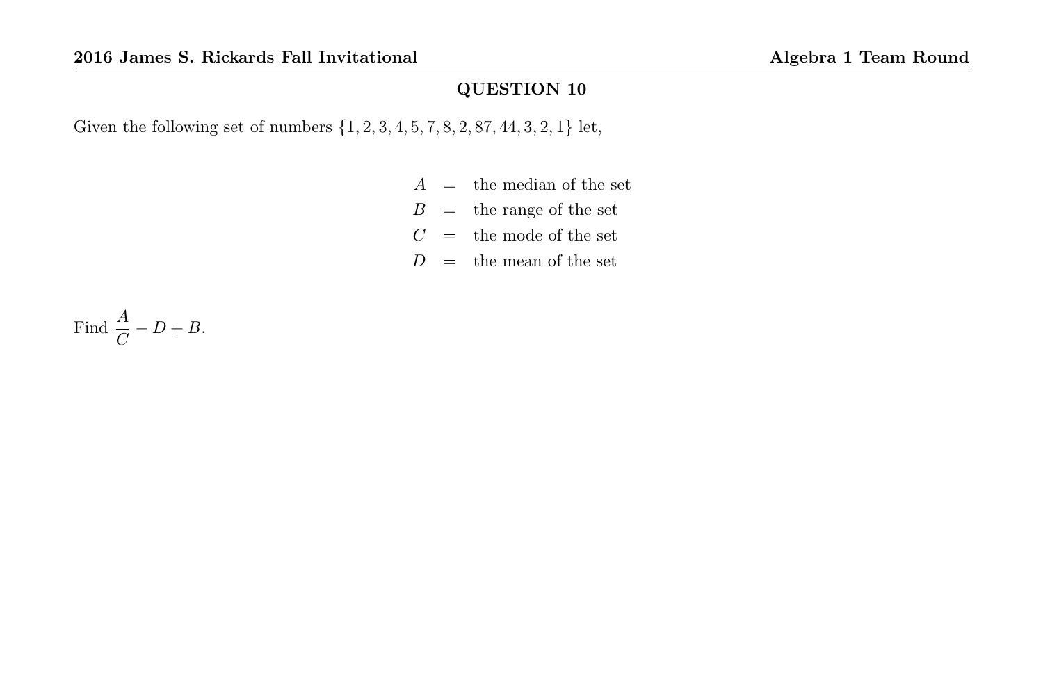## QUESTION 10

Given the following set of numbers $\{1, 2, 3, 4, 5, 7, 8, 2, 87, 44, 3, 2, 1\}$ let,

$$
\begin{aligned}
A &= \text{the median of the set} \\
B &= \text{the range of the set} \\
C &= \text{the mode of the set} \\
D &= \text{the mean of the set}
\end{aligned}
$$

Find $\dfrac{A}{C} - D + B$.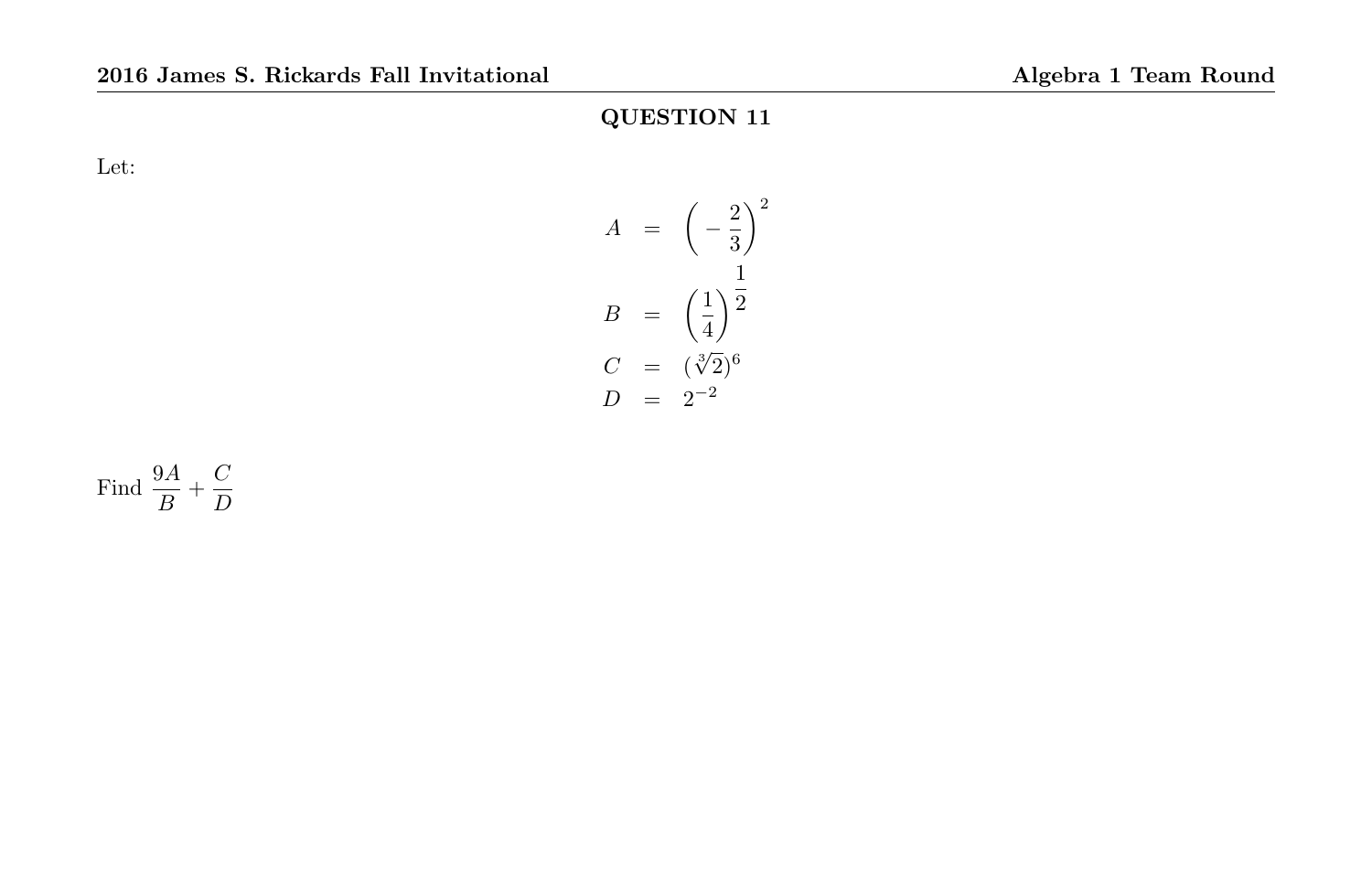## QUESTION 11

Let:

$$
\begin{aligned}
A &= \left(-\frac{2}{3}\right)^2 \\
B &= \left(\frac{1}{4}\right)^{\frac{1}{2}} \\
C &= (\sqrt[3]{2})^6 \\
D &= 2^{-2}
\end{aligned}
$$

Find $\dfrac{9A}{B} + \dfrac{C}{D}$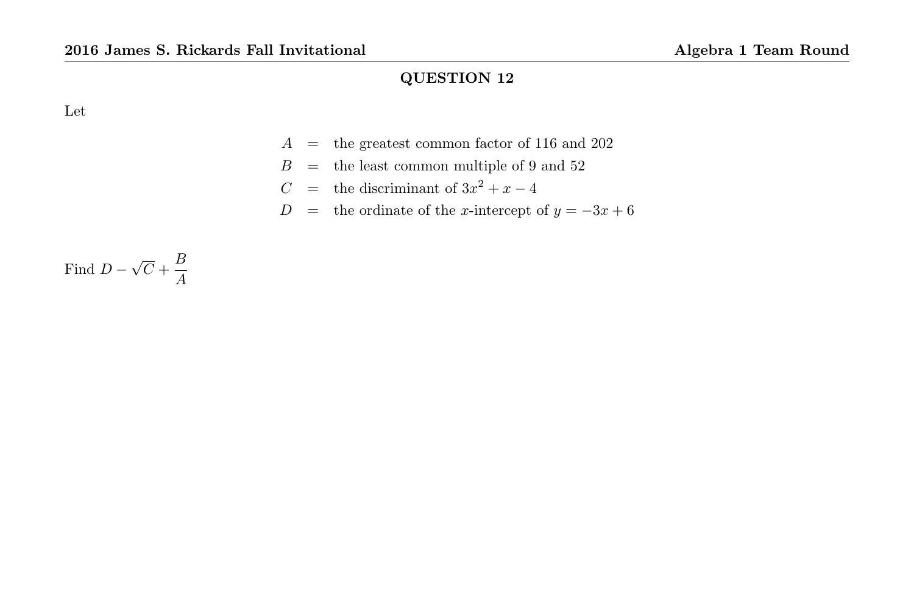## QUESTION 12

Let

$$
\begin{aligned}
A &= \text{the greatest common factor of 116 and 202} \\
B &= \text{the least common multiple of 9 and 52} \\
C &= \text{the discriminant of } 3x^2 + x - 4 \\
D &= \text{the ordinate of the } x\text{-intercept of } y = -3x + 6
\end{aligned}
$$

Find $D - \sqrt{C} + \dfrac{B}{A}$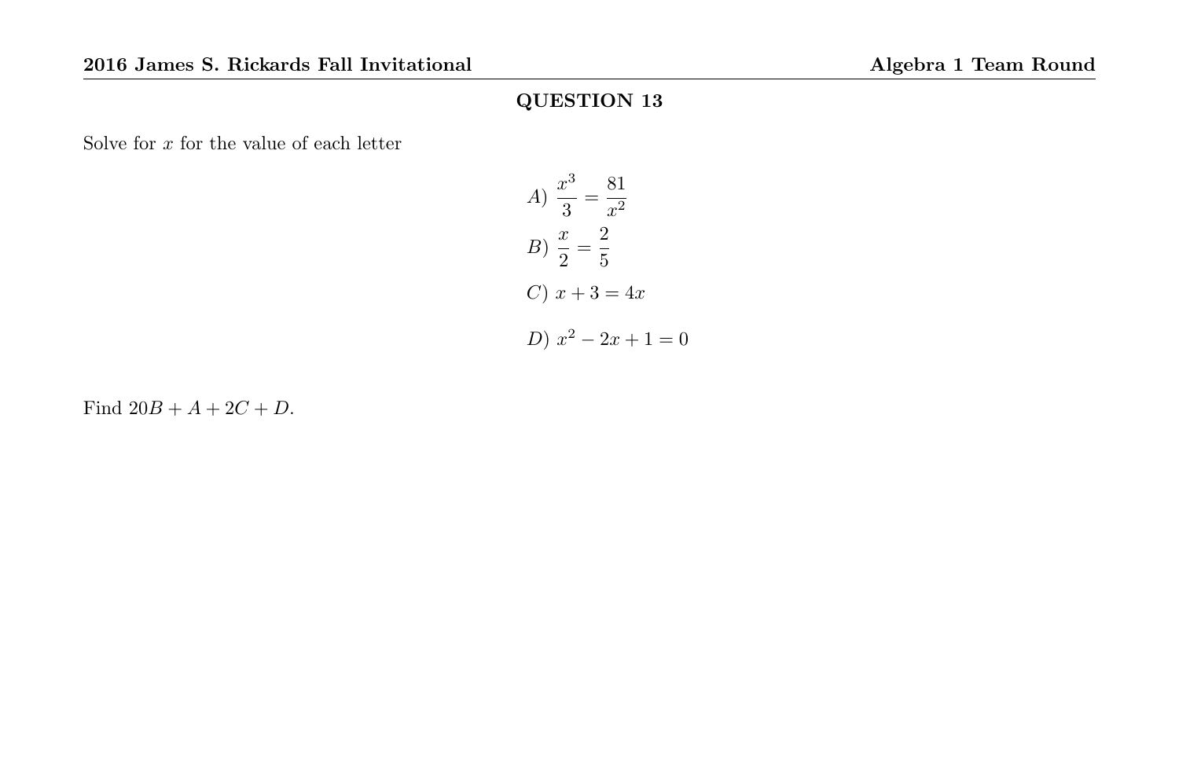## QUESTION 13

Solve for $x$ for the value of each letter

$$A)\ \frac{x^3}{3} = \frac{81}{x^2}$$

$$B)\ \frac{x}{2} = \frac{2}{5}$$

$$C)\ x + 3 = 4x$$

$$D)\ x^2 - 2x + 1 = 0$$

Find $20B + A + 2C + D$.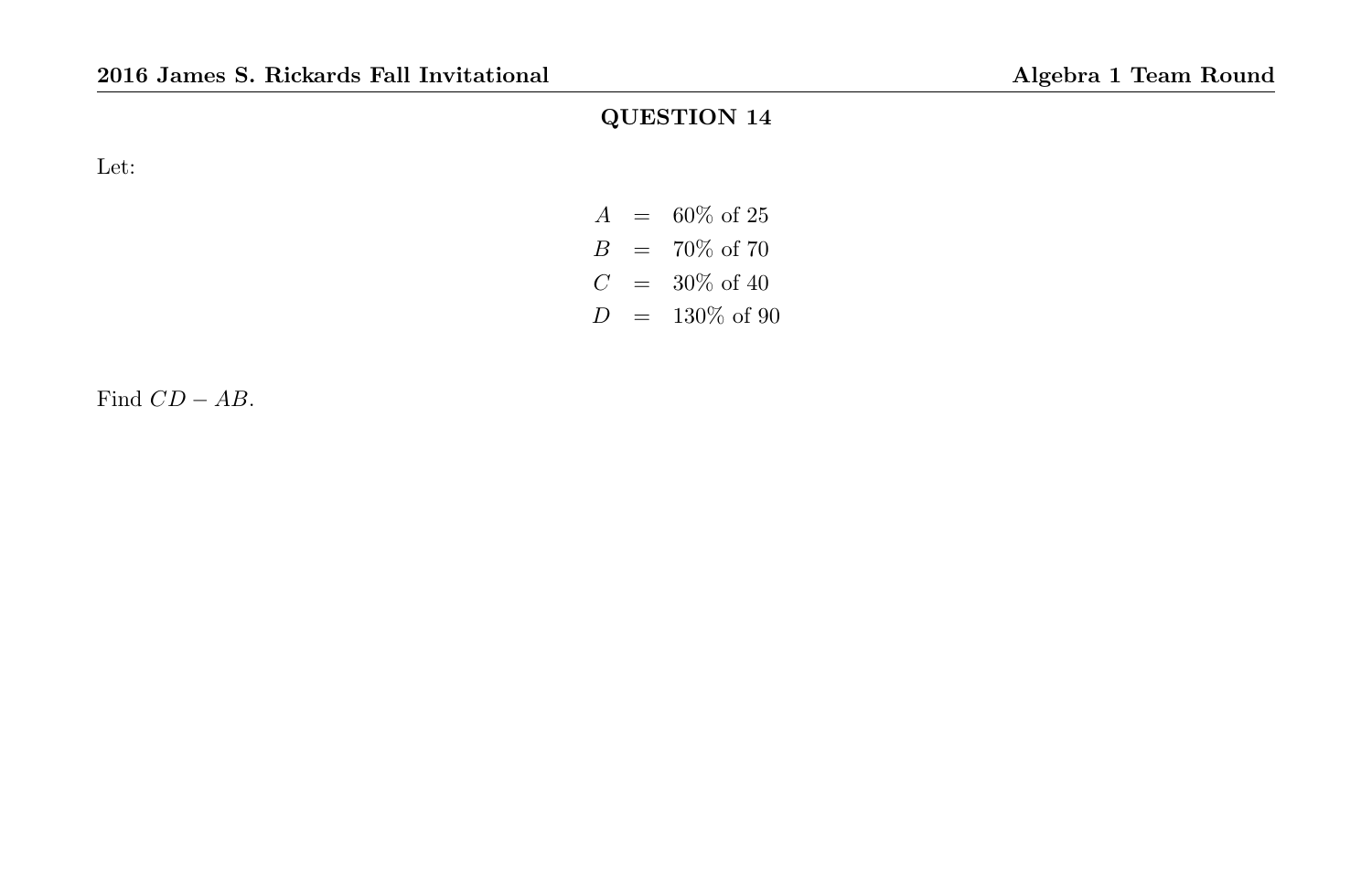## QUESTION 14

Let:

$$
\begin{aligned}
A &= 60\% \text{ of } 25 \\
B &= 70\% \text{ of } 70 \\
C &= 30\% \text{ of } 40 \\
D &= 130\% \text{ of } 90
\end{aligned}
$$

Find $CD - AB$.